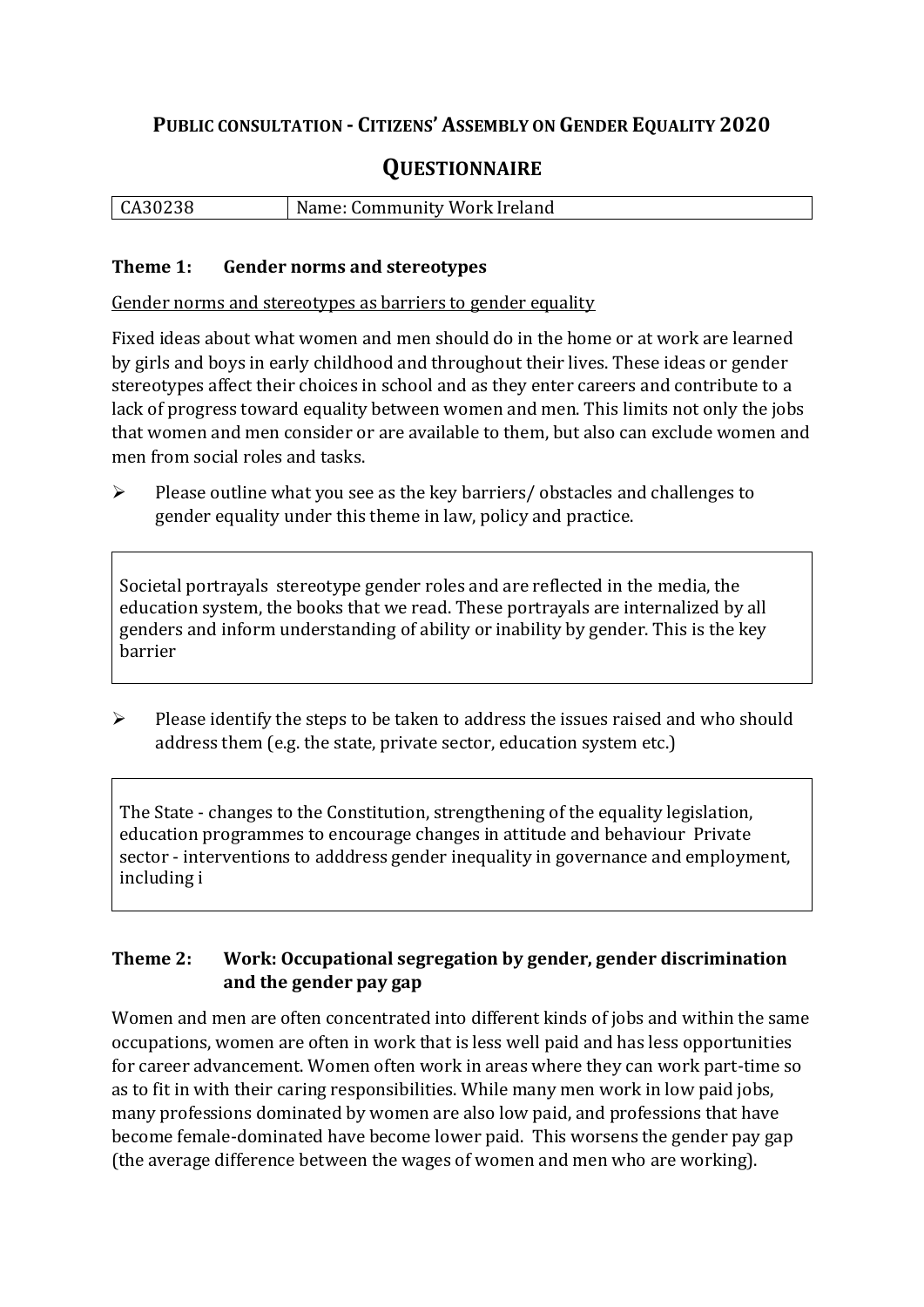# PUBLIC CONSULTATION - CITIZENS' ASSEMBLY ON GENDER EQUALITY 2020

## QUESTIONNAIRE

| CA30238 | Name: Community Work Ireland |
|---|---|

### Theme 1: Gender norms and stereotypes

Gender norms and stereotypes as barriers to gender equality

Fixed ideas about what women and men should do in the home or at work are learned by girls and boys in early childhood and throughout their lives. These ideas or gender stereotypes affect their choices in school and as they enter careers and contribute to a lack of progress toward equality between women and men. This limits not only the jobs that women and men consider or are available to them, but also can exclude women and men from social roles and tasks.

- Please outline what you see as the key barriers/ obstacles and challenges to gender equality under this theme in law, policy and practice.

> Societal portrayals stereotype gender roles and are reflected in the media, the education system, the books that we read. These portrayals are internalized by all genders and inform understanding of ability or inability by gender. This is the key barrier

- Please identify the steps to be taken to address the issues raised and who should address them (e.g. the state, private sector, education system etc.)

> The State - changes to the Constitution, strengthening of the equality legislation, education programmes to encourage changes in attitude and behaviour Private sector - interventions to adddress gender inequality in governance and employment, including i

### Theme 2: Work: Occupational segregation by gender, gender discrimination and the gender pay gap

Women and men are often concentrated into different kinds of jobs and within the same occupations, women are often in work that is less well paid and has less opportunities for career advancement. Women often work in areas where they can work part-time so as to fit in with their caring responsibilities. While many men work in low paid jobs, many professions dominated by women are also low paid, and professions that have become female-dominated have become lower paid. This worsens the gender pay gap (the average difference between the wages of women and men who are working).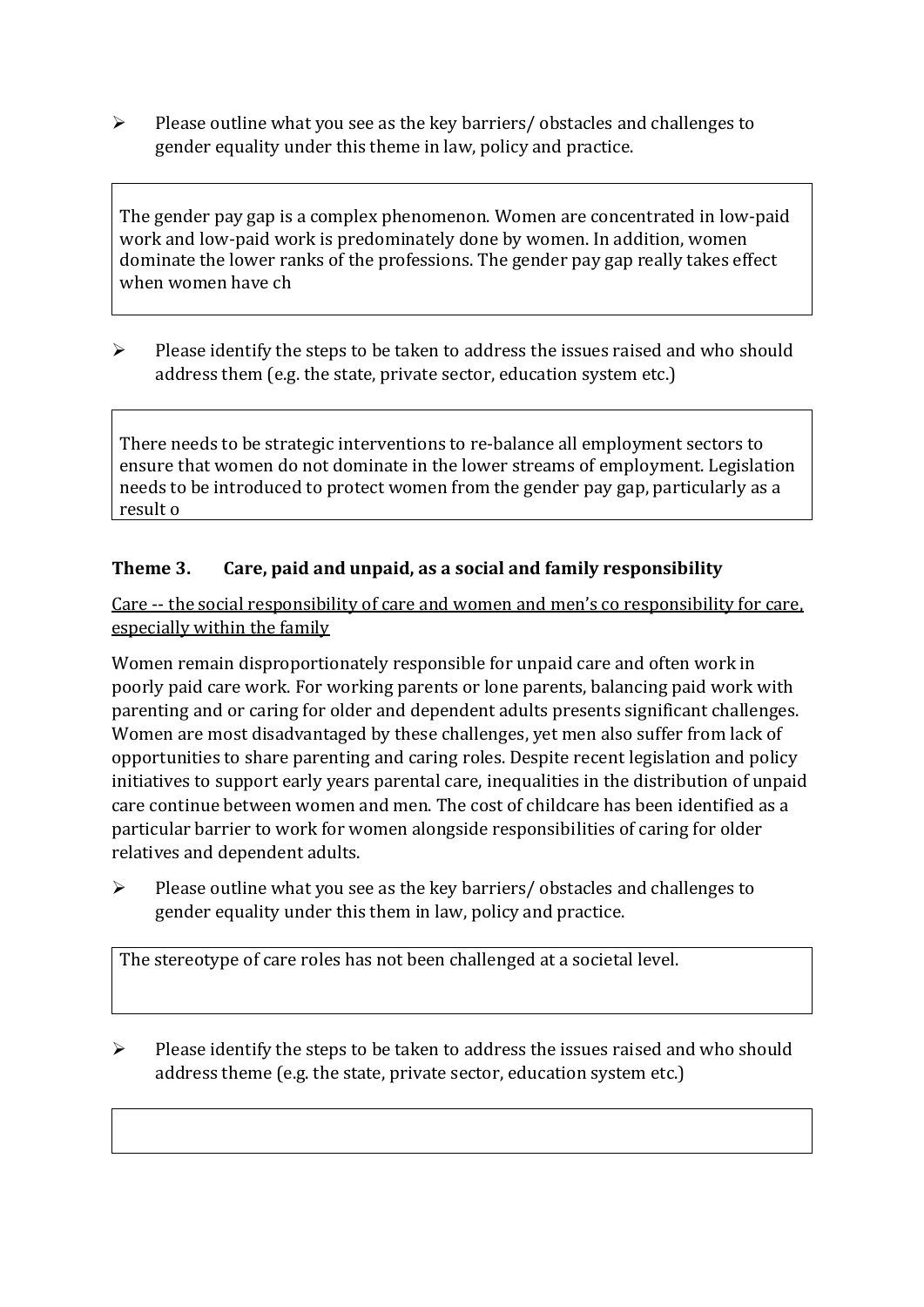- Please outline what you see as the key barriers/ obstacles and challenges to gender equality under this theme in law, policy and practice.

> The gender pay gap is a complex phenomenon. Women are concentrated in low-paid work and low-paid work is predominately done by women. In addition, women dominate the lower ranks of the professions. The gender pay gap really takes effect when women have ch

- Please identify the steps to be taken to address the issues raised and who should address them (e.g. the state, private sector, education system etc.)

> There needs to be strategic interventions to re-balance all employment sectors to ensure that women do not dominate in the lower streams of employment. Legislation needs to be introduced to protect women from the gender pay gap, particularly as a result o

### Theme 3. Care, paid and unpaid, as a social and family responsibility

Care -- the social responsibility of care and women and men's co responsibility for care, especially within the family

Women remain disproportionately responsible for unpaid care and often work in poorly paid care work. For working parents or lone parents, balancing paid work with parenting and or caring for older and dependent adults presents significant challenges. Women are most disadvantaged by these challenges, yet men also suffer from lack of opportunities to share parenting and caring roles. Despite recent legislation and policy initiatives to support early years parental care, inequalities in the distribution of unpaid care continue between women and men. The cost of childcare has been identified as a particular barrier to work for women alongside responsibilities of caring for older relatives and dependent adults.

- Please outline what you see as the key barriers/ obstacles and challenges to gender equality under this them in law, policy and practice.

> The stereotype of care roles has not been challenged at a societal level.

- Please identify the steps to be taken to address the issues raised and who should address theme (e.g. the state, private sector, education system etc.)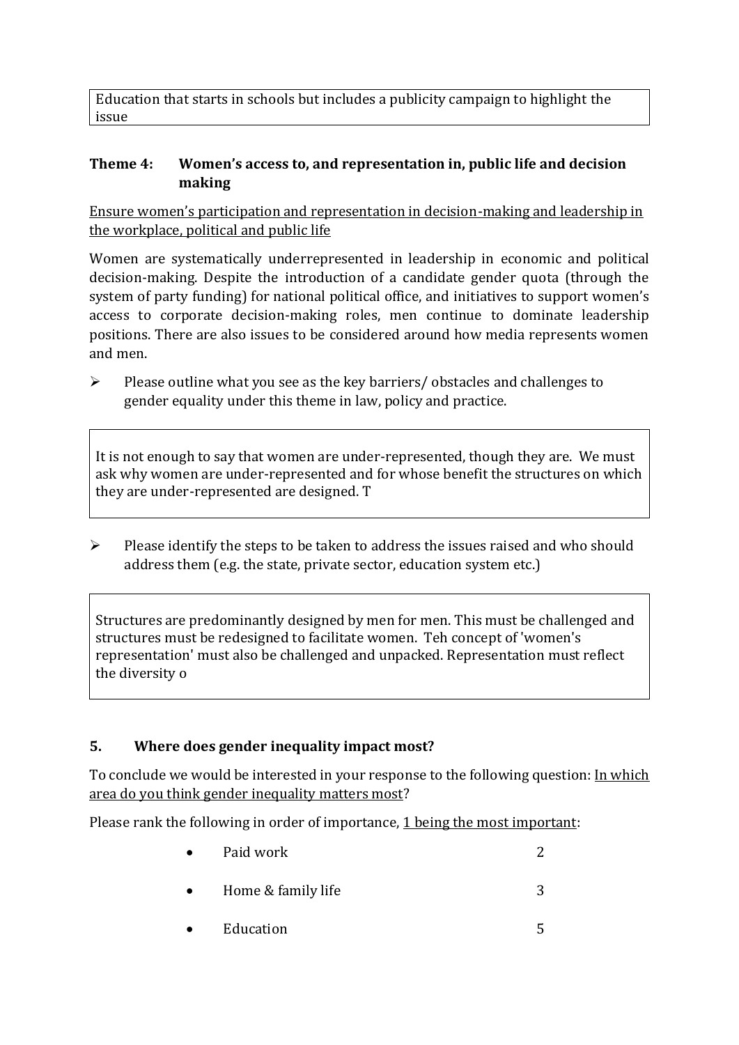Education that starts in schools but includes a publicity campaign to highlight the issue

### Theme 4: Women's access to, and representation in, public life and decision making

Ensure women's participation and representation in decision-making and leadership in the workplace, political and public life

Women are systematically underrepresented in leadership in economic and political decision-making. Despite the introduction of a candidate gender quota (through the system of party funding) for national political office, and initiatives to support women's access to corporate decision-making roles, men continue to dominate leadership positions. There are also issues to be considered around how media represents women and men.

- Please outline what you see as the key barriers/ obstacles and challenges to gender equality under this theme in law, policy and practice.

It is not enough to say that women are under-represented, though they are. We must ask why women are under-represented and for whose benefit the structures on which they are under-represented are designed. T

- Please identify the steps to be taken to address the issues raised and who should address them (e.g. the state, private sector, education system etc.)

Structures are predominantly designed by men for men. This must be challenged and structures must be redesigned to facilitate women. Teh concept of 'women's representation' must also be challenged and unpacked. Representation must reflect the diversity o

### 5. Where does gender inequality impact most?

To conclude we would be interested in your response to the following question: In which area do you think gender inequality matters most?

Please rank the following in order of importance, 1 being the most important:

- Paid work 2
- Home & family life 3
- Education 5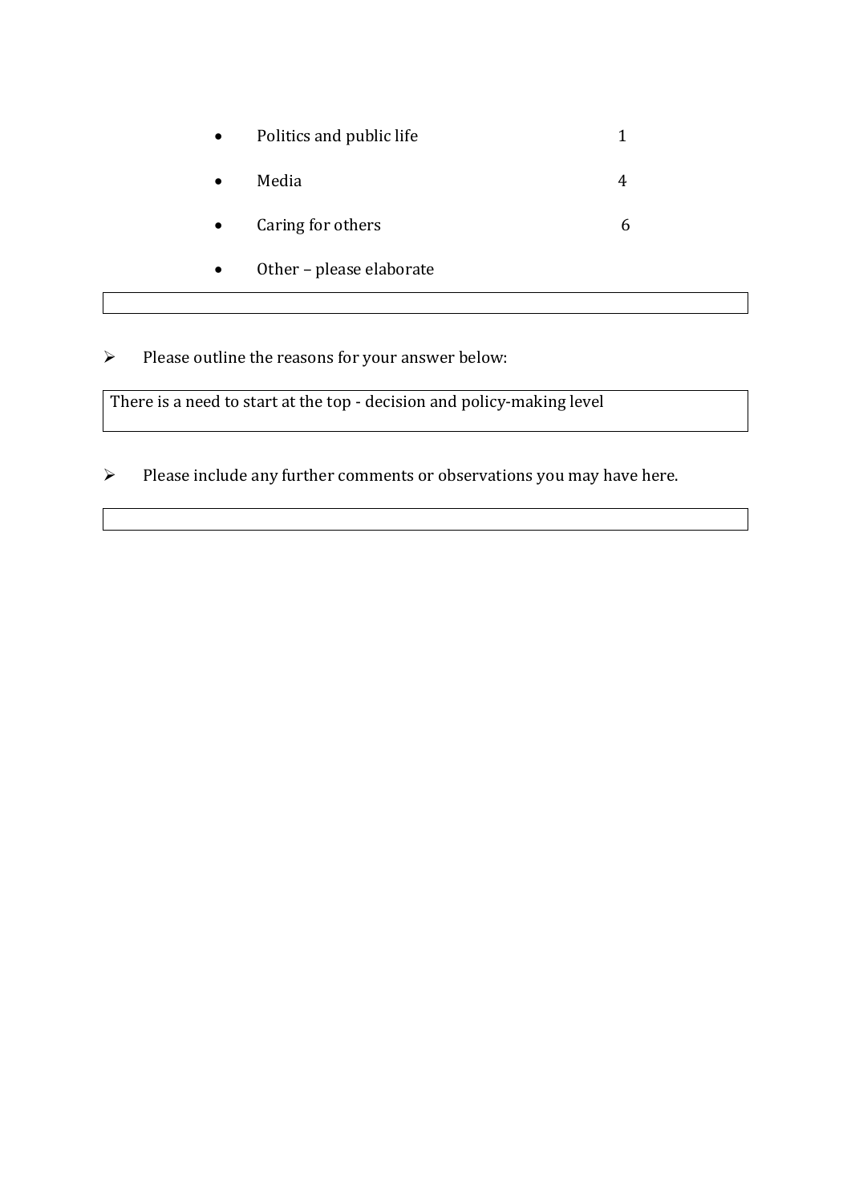- Politics and public life 1
- Media 4
- Caring for others 6
- Other – please elaborate

| |
|---|
| |

- Please outline the reasons for your answer below:

| |
|---|
| There is a need to start at the top - decision and policy-making level |

- Please include any further comments or observations you may have here.

| |
|---|
| |